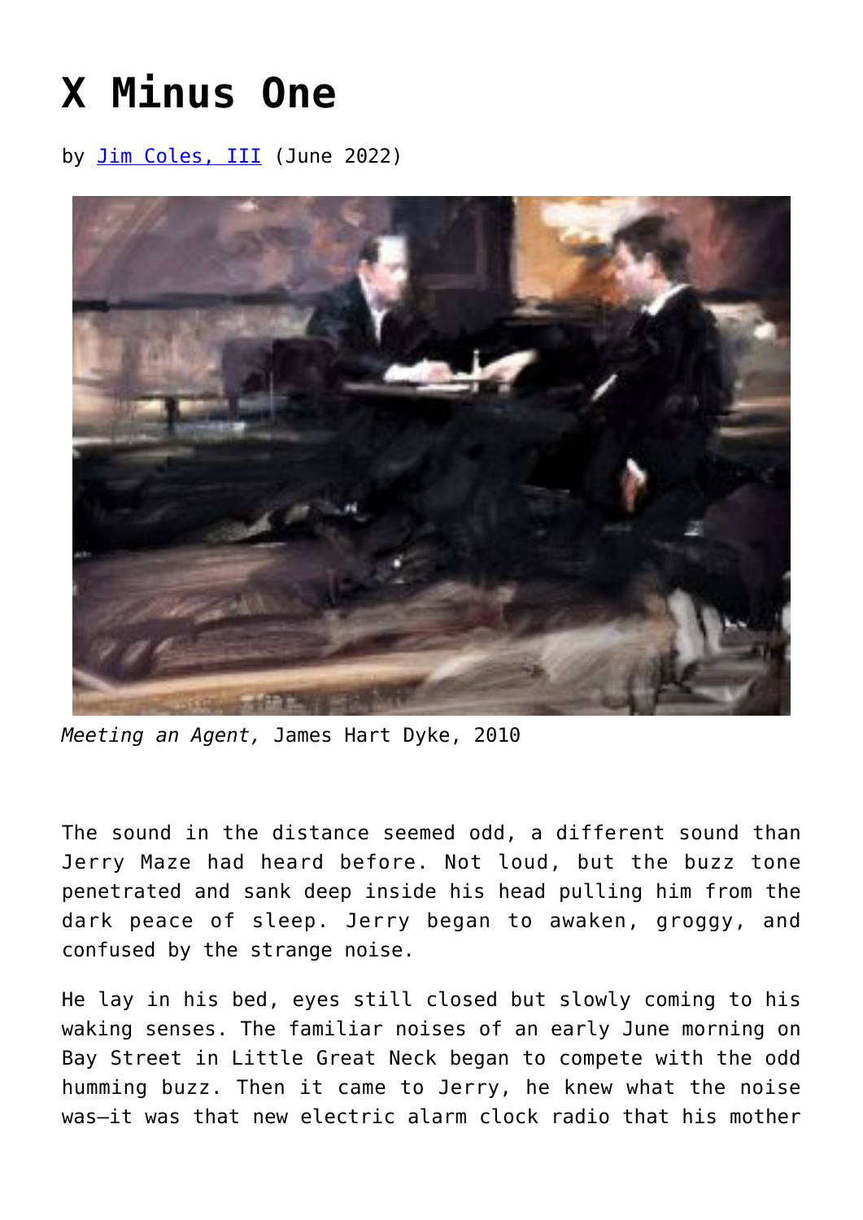# X Minus One

by Jim Coles, III (June 2022)

*Meeting an Agent,* James Hart Dyke, 2010

The sound in the distance seemed odd, a different sound than Jerry Maze had heard before. Not loud, but the buzz tone penetrated and sank deep inside his head pulling him from the dark peace of sleep. Jerry began to awaken, groggy, and confused by the strange noise.

He lay in his bed, eyes still closed but slowly coming to his waking senses. The familiar noises of an early June morning on Bay Street in Little Great Neck began to compete with the odd humming buzz. Then it came to Jerry, he knew what the noise was—it was that new electric alarm clock radio that his mother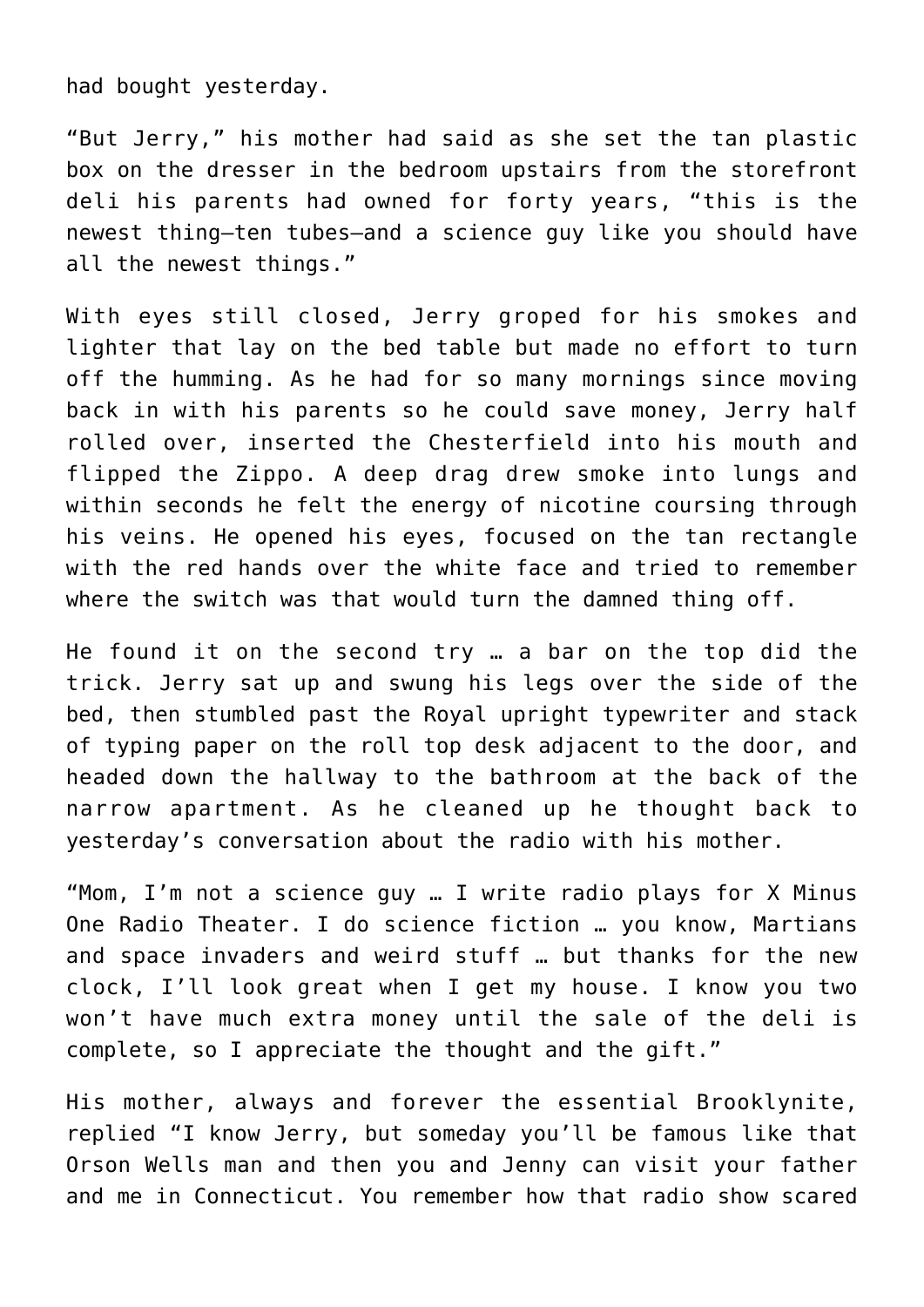had bought yesterday.

“But Jerry,” his mother had said as she set the tan plastic box on the dresser in the bedroom upstairs from the storefront deli his parents had owned for forty years, “this is the newest thing—ten tubes—and a science guy like you should have all the newest things.”

With eyes still closed, Jerry groped for his smokes and lighter that lay on the bed table but made no effort to turn off the humming. As he had for so many mornings since moving back in with his parents so he could save money, Jerry half rolled over, inserted the Chesterfield into his mouth and flipped the Zippo. A deep drag drew smoke into lungs and within seconds he felt the energy of nicotine coursing through his veins. He opened his eyes, focused on the tan rectangle with the red hands over the white face and tried to remember where the switch was that would turn the damned thing off.

He found it on the second try … a bar on the top did the trick. Jerry sat up and swung his legs over the side of the bed, then stumbled past the Royal upright typewriter and stack of typing paper on the roll top desk adjacent to the door, and headed down the hallway to the bathroom at the back of the narrow apartment. As he cleaned up he thought back to yesterday’s conversation about the radio with his mother.

“Mom, I’m not a science guy … I write radio plays for X Minus One Radio Theater. I do science fiction … you know, Martians and space invaders and weird stuff … but thanks for the new clock, I’ll look great when I get my house. I know you two won’t have much extra money until the sale of the deli is complete, so I appreciate the thought and the gift.”

His mother, always and forever the essential Brooklynite, replied “I know Jerry, but someday you’ll be famous like that Orson Wells man and then you and Jenny can visit your father and me in Connecticut. You remember how that radio show scared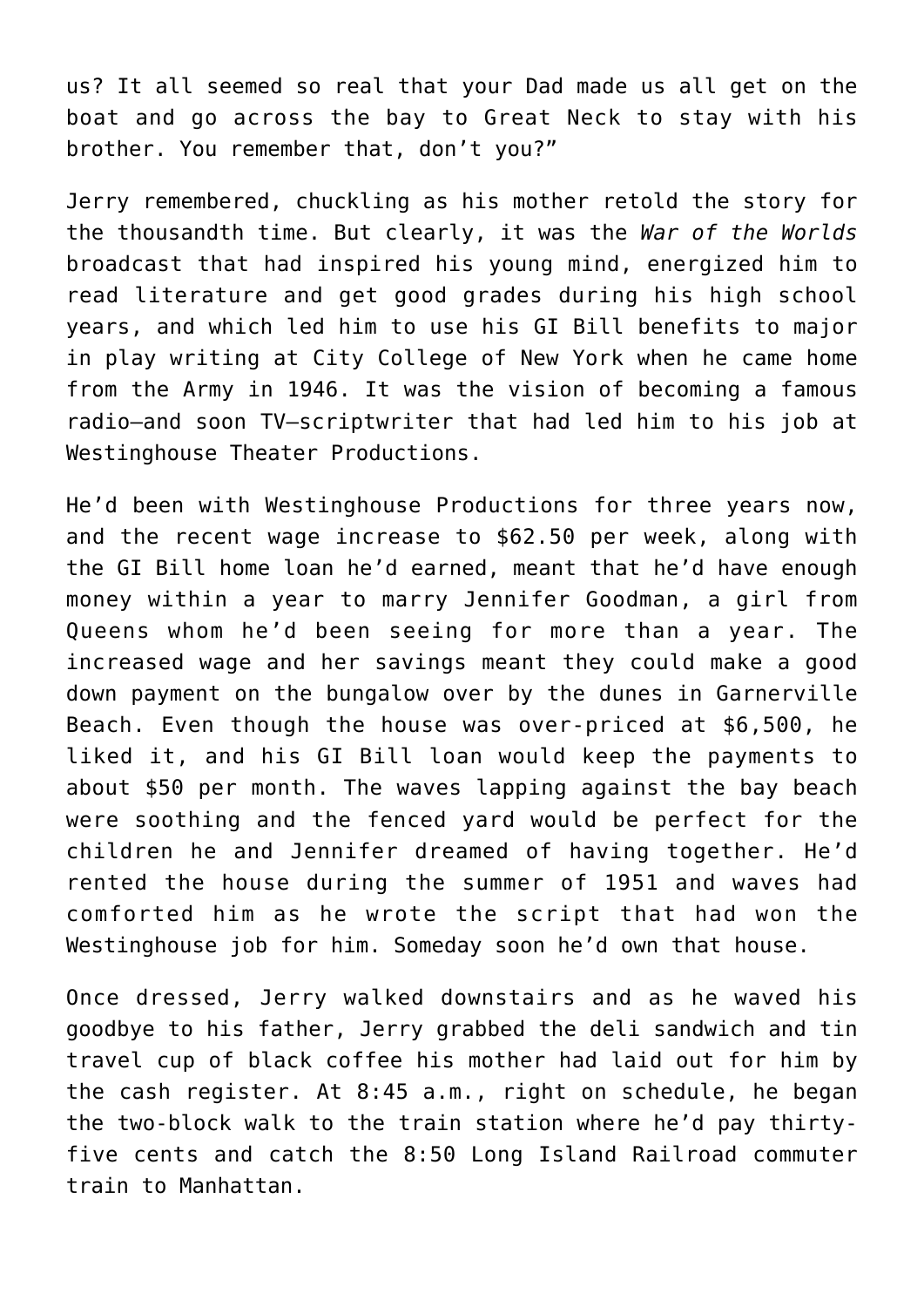us? It all seemed so real that your Dad made us all get on the boat and go across the bay to Great Neck to stay with his brother. You remember that, don't you?"

Jerry remembered, chuckling as his mother retold the story for the thousandth time. But clearly, it was the *War of the Worlds* broadcast that had inspired his young mind, energized him to read literature and get good grades during his high school years, and which led him to use his GI Bill benefits to major in play writing at City College of New York when he came home from the Army in 1946. It was the vision of becoming a famous radio—and soon TV—scriptwriter that had led him to his job at Westinghouse Theater Productions.

He'd been with Westinghouse Productions for three years now, and the recent wage increase to $62.50 per week, along with the GI Bill home loan he'd earned, meant that he'd have enough money within a year to marry Jennifer Goodman, a girl from Queens whom he'd been seeing for more than a year. The increased wage and her savings meant they could make a good down payment on the bungalow over by the dunes in Garnerville Beach. Even though the house was over-priced at $6,500, he liked it, and his GI Bill loan would keep the payments to about $50 per month. The waves lapping against the bay beach were soothing and the fenced yard would be perfect for the children he and Jennifer dreamed of having together. He'd rented the house during the summer of 1951 and waves had comforted him as he wrote the script that had won the Westinghouse job for him. Someday soon he'd own that house.

Once dressed, Jerry walked downstairs and as he waved his goodbye to his father, Jerry grabbed the deli sandwich and tin travel cup of black coffee his mother had laid out for him by the cash register. At 8:45 a.m., right on schedule, he began the two-block walk to the train station where he'd pay thirty-five cents and catch the 8:50 Long Island Railroad commuter train to Manhattan.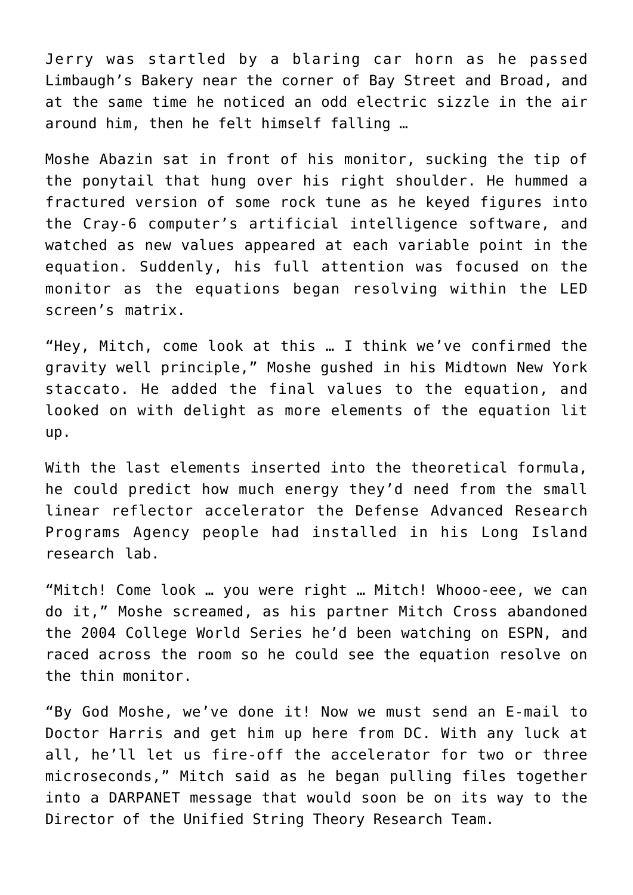Jerry was startled by a blaring car horn as he passed Limbaugh’s Bakery near the corner of Bay Street and Broad, and at the same time he noticed an odd electric sizzle in the air around him, then he felt himself falling …

Moshe Abazin sat in front of his monitor, sucking the tip of the ponytail that hung over his right shoulder. He hummed a fractured version of some rock tune as he keyed figures into the Cray-6 computer’s artificial intelligence software, and watched as new values appeared at each variable point in the equation. Suddenly, his full attention was focused on the monitor as the equations began resolving within the LED screen’s matrix.

“Hey, Mitch, come look at this … I think we’ve confirmed the gravity well principle,” Moshe gushed in his Midtown New York staccato. He added the final values to the equation, and looked on with delight as more elements of the equation lit up.

With the last elements inserted into the theoretical formula, he could predict how much energy they’d need from the small linear reflector accelerator the Defense Advanced Research Programs Agency people had installed in his Long Island research lab.

“Mitch! Come look … you were right … Mitch! Whooo-eee, we can do it,” Moshe screamed, as his partner Mitch Cross abandoned the 2004 College World Series he’d been watching on ESPN, and raced across the room so he could see the equation resolve on the thin monitor.

“By God Moshe, we’ve done it! Now we must send an E-mail to Doctor Harris and get him up here from DC. With any luck at all, he’ll let us fire-off the accelerator for two or three microseconds,” Mitch said as he began pulling files together into a DARPANET message that would soon be on its way to the Director of the Unified String Theory Research Team.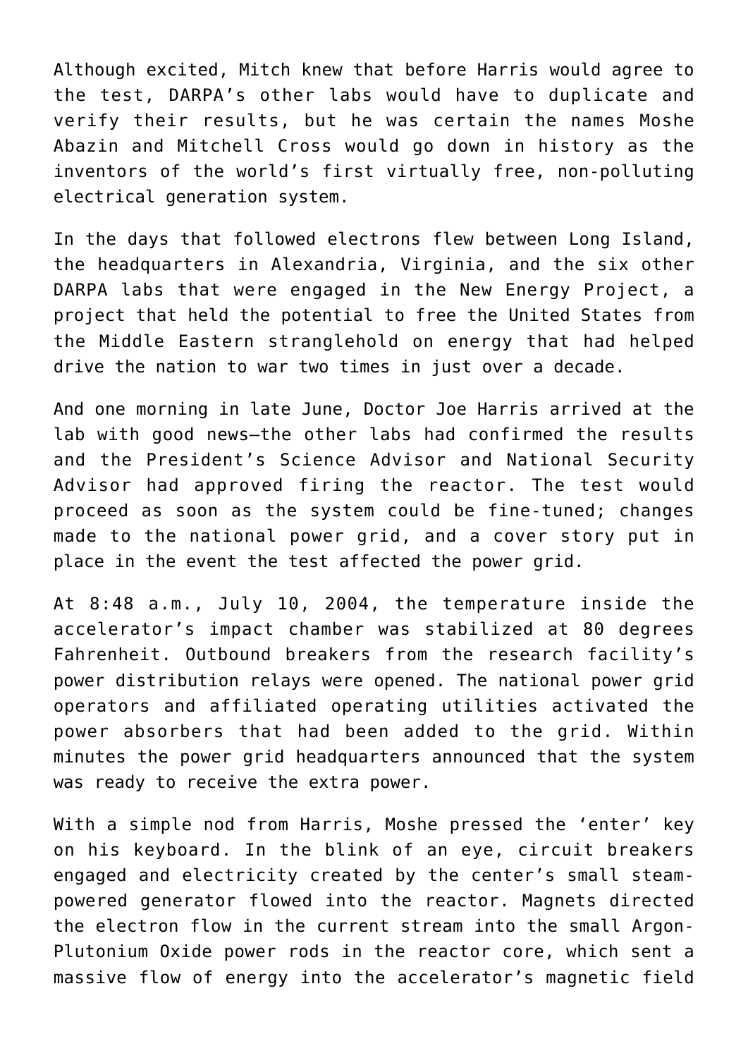Although excited, Mitch knew that before Harris would agree to the test, DARPA's other labs would have to duplicate and verify their results, but he was certain the names Moshe Abazin and Mitchell Cross would go down in history as the inventors of the world's first virtually free, non-polluting electrical generation system.

In the days that followed electrons flew between Long Island, the headquarters in Alexandria, Virginia, and the six other DARPA labs that were engaged in the New Energy Project, a project that held the potential to free the United States from the Middle Eastern stranglehold on energy that had helped drive the nation to war two times in just over a decade.

And one morning in late June, Doctor Joe Harris arrived at the lab with good news—the other labs had confirmed the results and the President's Science Advisor and National Security Advisor had approved firing the reactor. The test would proceed as soon as the system could be fine-tuned; changes made to the national power grid, and a cover story put in place in the event the test affected the power grid.

At 8:48 a.m., July 10, 2004, the temperature inside the accelerator's impact chamber was stabilized at 80 degrees Fahrenheit. Outbound breakers from the research facility's power distribution relays were opened. The national power grid operators and affiliated operating utilities activated the power absorbers that had been added to the grid. Within minutes the power grid headquarters announced that the system was ready to receive the extra power.

With a simple nod from Harris, Moshe pressed the 'enter' key on his keyboard. In the blink of an eye, circuit breakers engaged and electricity created by the center's small steam-powered generator flowed into the reactor. Magnets directed the electron flow in the current stream into the small Argon-Plutonium Oxide power rods in the reactor core, which sent a massive flow of energy into the accelerator's magnetic field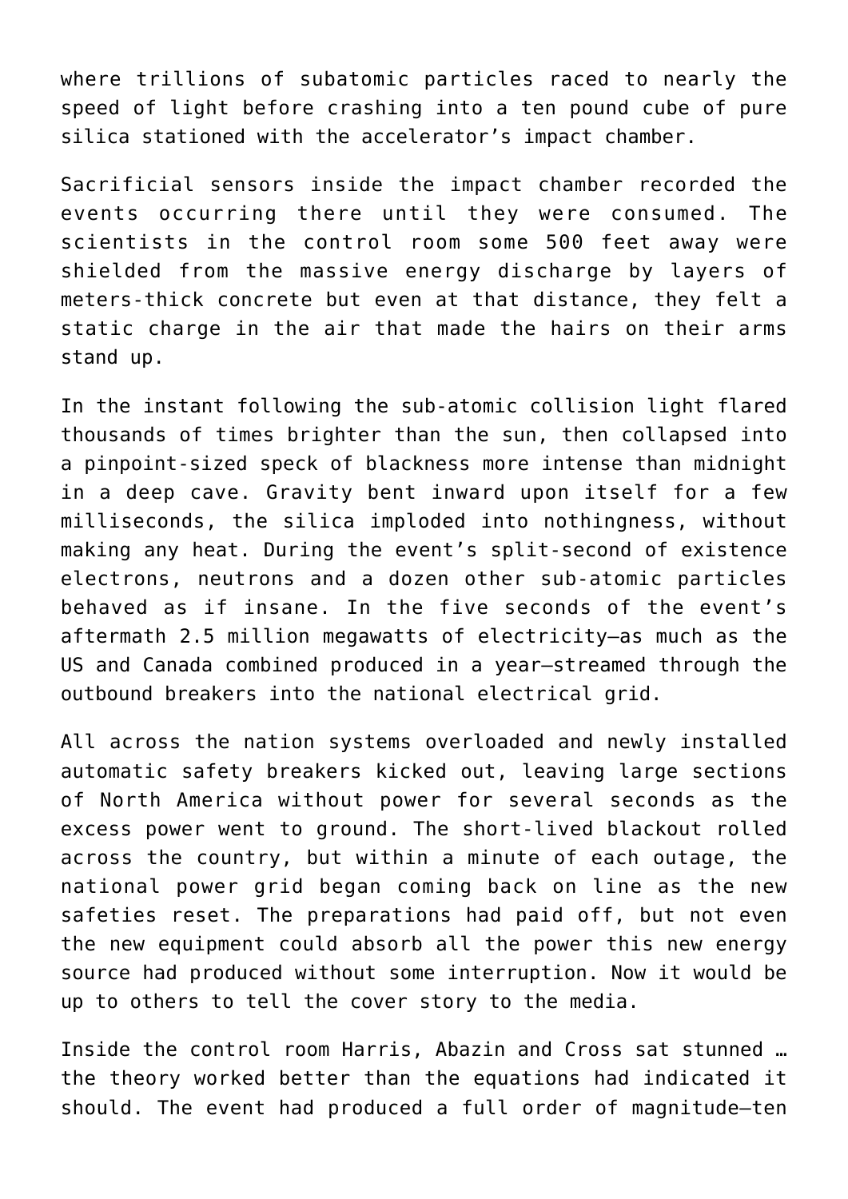where trillions of subatomic particles raced to nearly the speed of light before crashing into a ten pound cube of pure silica stationed with the accelerator's impact chamber.

Sacrificial sensors inside the impact chamber recorded the events occurring there until they were consumed. The scientists in the control room some 500 feet away were shielded from the massive energy discharge by layers of meters-thick concrete but even at that distance, they felt a static charge in the air that made the hairs on their arms stand up.

In the instant following the sub-atomic collision light flared thousands of times brighter than the sun, then collapsed into a pinpoint-sized speck of blackness more intense than midnight in a deep cave. Gravity bent inward upon itself for a few milliseconds, the silica imploded into nothingness, without making any heat. During the event's split-second of existence electrons, neutrons and a dozen other sub-atomic particles behaved as if insane. In the five seconds of the event's aftermath 2.5 million megawatts of electricity—as much as the US and Canada combined produced in a year—streamed through the outbound breakers into the national electrical grid.

All across the nation systems overloaded and newly installed automatic safety breakers kicked out, leaving large sections of North America without power for several seconds as the excess power went to ground. The short-lived blackout rolled across the country, but within a minute of each outage, the national power grid began coming back on line as the new safeties reset. The preparations had paid off, but not even the new equipment could absorb all the power this new energy source had produced without some interruption. Now it would be up to others to tell the cover story to the media.

Inside the control room Harris, Abazin and Cross sat stunned … the theory worked better than the equations had indicated it should. The event had produced a full order of magnitude—ten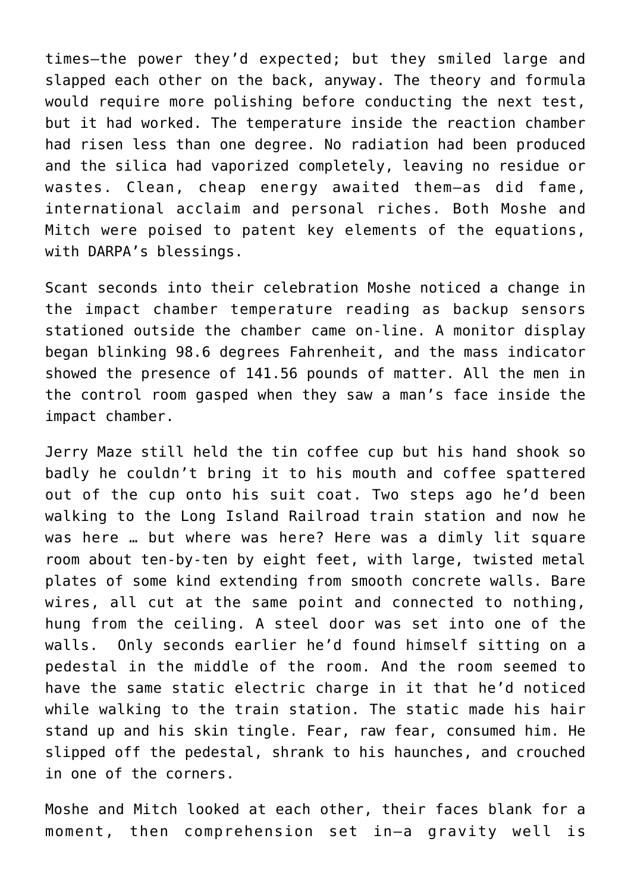times—the power they'd expected; but they smiled large and slapped each other on the back, anyway. The theory and formula would require more polishing before conducting the next test, but it had worked. The temperature inside the reaction chamber had risen less than one degree. No radiation had been produced and the silica had vaporized completely, leaving no residue or wastes. Clean, cheap energy awaited them—as did fame, international acclaim and personal riches. Both Moshe and Mitch were poised to patent key elements of the equations, with DARPA's blessings.

Scant seconds into their celebration Moshe noticed a change in the impact chamber temperature reading as backup sensors stationed outside the chamber came on-line. A monitor display began blinking 98.6 degrees Fahrenheit, and the mass indicator showed the presence of 141.56 pounds of matter. All the men in the control room gasped when they saw a man's face inside the impact chamber.

Jerry Maze still held the tin coffee cup but his hand shook so badly he couldn't bring it to his mouth and coffee spattered out of the cup onto his suit coat. Two steps ago he'd been walking to the Long Island Railroad train station and now he was here … but where was here? Here was a dimly lit square room about ten-by-ten by eight feet, with large, twisted metal plates of some kind extending from smooth concrete walls. Bare wires, all cut at the same point and connected to nothing, hung from the ceiling. A steel door was set into one of the walls. Only seconds earlier he'd found himself sitting on a pedestal in the middle of the room. And the room seemed to have the same static electric charge in it that he'd noticed while walking to the train station. The static made his hair stand up and his skin tingle. Fear, raw fear, consumed him. He slipped off the pedestal, shrank to his haunches, and crouched in one of the corners.

Moshe and Mitch looked at each other, their faces blank for a moment, then comprehension set in—a gravity well is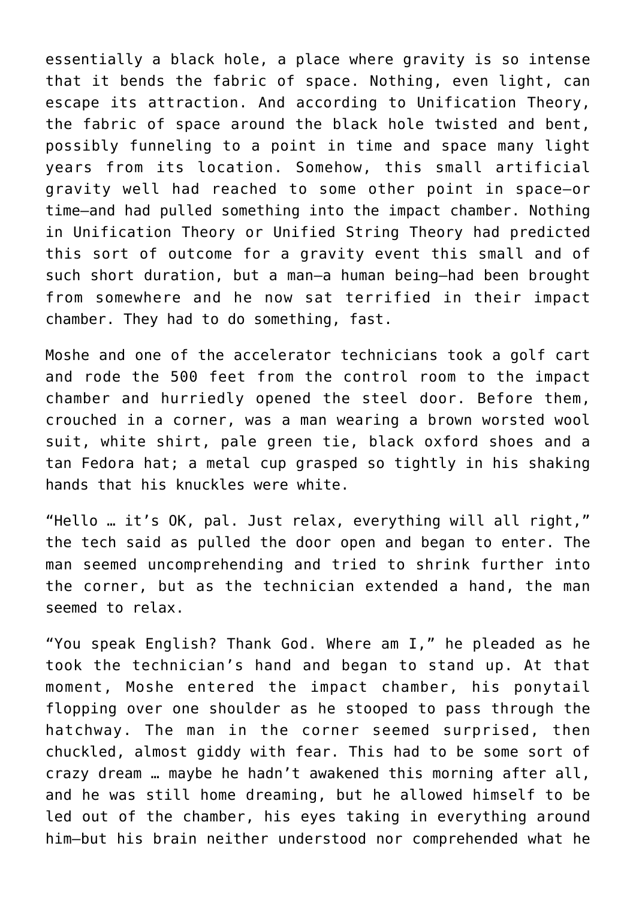essentially a black hole, a place where gravity is so intense that it bends the fabric of space. Nothing, even light, can escape its attraction. And according to Unification Theory, the fabric of space around the black hole twisted and bent, possibly funneling to a point in time and space many light years from its location. Somehow, this small artificial gravity well had reached to some other point in space—or time—and had pulled something into the impact chamber. Nothing in Unification Theory or Unified String Theory had predicted this sort of outcome for a gravity event this small and of such short duration, but a man—a human being—had been brought from somewhere and he now sat terrified in their impact chamber. They had to do something, fast.

Moshe and one of the accelerator technicians took a golf cart and rode the 500 feet from the control room to the impact chamber and hurriedly opened the steel door. Before them, crouched in a corner, was a man wearing a brown worsted wool suit, white shirt, pale green tie, black oxford shoes and a tan Fedora hat; a metal cup grasped so tightly in his shaking hands that his knuckles were white.

"Hello … it's OK, pal. Just relax, everything will all right," the tech said as pulled the door open and began to enter. The man seemed uncomprehending and tried to shrink further into the corner, but as the technician extended a hand, the man seemed to relax.

"You speak English? Thank God. Where am I," he pleaded as he took the technician's hand and began to stand up. At that moment, Moshe entered the impact chamber, his ponytail flopping over one shoulder as he stooped to pass through the hatchway. The man in the corner seemed surprised, then chuckled, almost giddy with fear. This had to be some sort of crazy dream … maybe he hadn't awakened this morning after all, and he was still home dreaming, but he allowed himself to be led out of the chamber, his eyes taking in everything around him—but his brain neither understood nor comprehended what he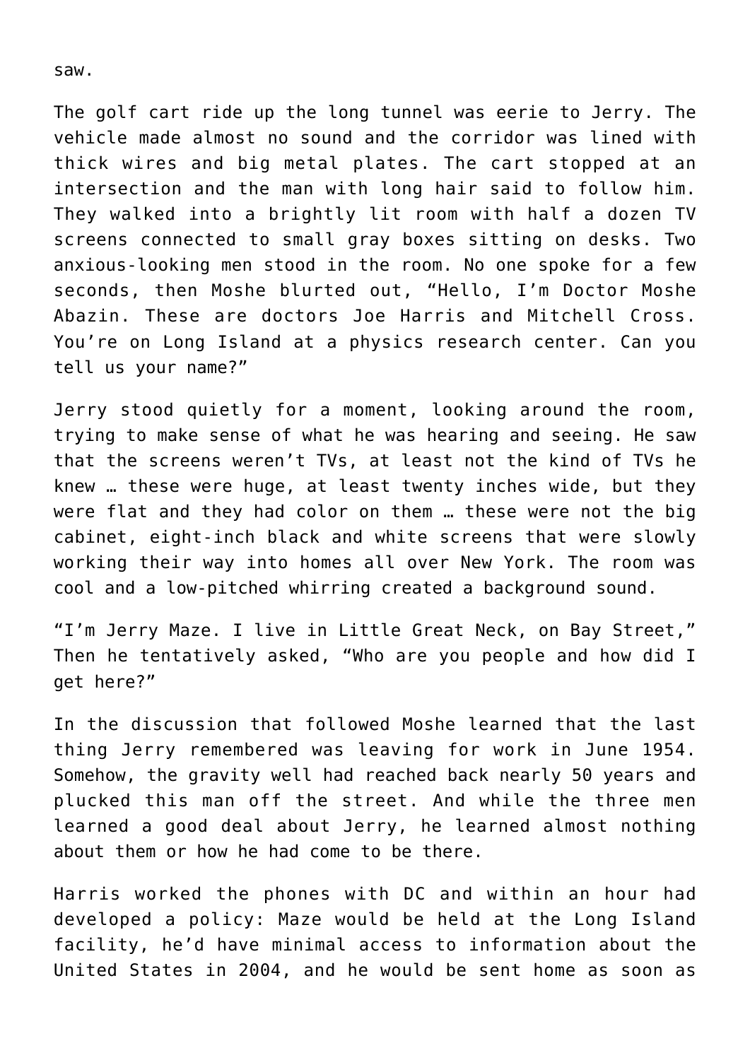saw.

The golf cart ride up the long tunnel was eerie to Jerry. The vehicle made almost no sound and the corridor was lined with thick wires and big metal plates. The cart stopped at an intersection and the man with long hair said to follow him. They walked into a brightly lit room with half a dozen TV screens connected to small gray boxes sitting on desks. Two anxious-looking men stood in the room. No one spoke for a few seconds, then Moshe blurted out, “Hello, I’m Doctor Moshe Abazin. These are doctors Joe Harris and Mitchell Cross. You’re on Long Island at a physics research center. Can you tell us your name?”

Jerry stood quietly for a moment, looking around the room, trying to make sense of what he was hearing and seeing. He saw that the screens weren’t TVs, at least not the kind of TVs he knew … these were huge, at least twenty inches wide, but they were flat and they had color on them … these were not the big cabinet, eight-inch black and white screens that were slowly working their way into homes all over New York. The room was cool and a low-pitched whirring created a background sound.

“I’m Jerry Maze. I live in Little Great Neck, on Bay Street,” Then he tentatively asked, “Who are you people and how did I get here?”

In the discussion that followed Moshe learned that the last thing Jerry remembered was leaving for work in June 1954. Somehow, the gravity well had reached back nearly 50 years and plucked this man off the street. And while the three men learned a good deal about Jerry, he learned almost nothing about them or how he had come to be there.

Harris worked the phones with DC and within an hour had developed a policy: Maze would be held at the Long Island facility, he’d have minimal access to information about the United States in 2004, and he would be sent home as soon as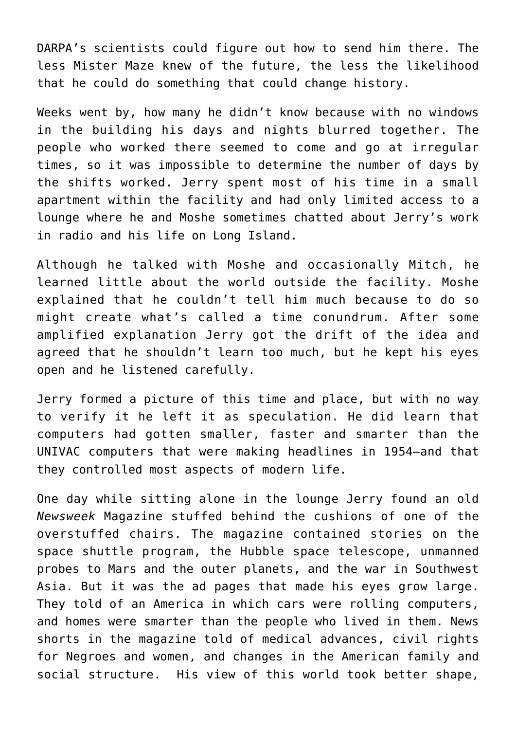DARPA's scientists could figure out how to send him there. The less Mister Maze knew of the future, the less the likelihood that he could do something that could change history.

Weeks went by, how many he didn't know because with no windows in the building his days and nights blurred together. The people who worked there seemed to come and go at irregular times, so it was impossible to determine the number of days by the shifts worked. Jerry spent most of his time in a small apartment within the facility and had only limited access to a lounge where he and Moshe sometimes chatted about Jerry's work in radio and his life on Long Island.

Although he talked with Moshe and occasionally Mitch, he learned little about the world outside the facility. Moshe explained that he couldn't tell him much because to do so might create what's called a time conundrum. After some amplified explanation Jerry got the drift of the idea and agreed that he shouldn't learn too much, but he kept his eyes open and he listened carefully.

Jerry formed a picture of this time and place, but with no way to verify it he left it as speculation. He did learn that computers had gotten smaller, faster and smarter than the UNIVAC computers that were making headlines in 1954—and that they controlled most aspects of modern life.

One day while sitting alone in the lounge Jerry found an old *Newsweek* Magazine stuffed behind the cushions of one of the overstuffed chairs. The magazine contained stories on the space shuttle program, the Hubble space telescope, unmanned probes to Mars and the outer planets, and the war in Southwest Asia. But it was the ad pages that made his eyes grow large. They told of an America in which cars were rolling computers, and homes were smarter than the people who lived in them. News shorts in the magazine told of medical advances, civil rights for Negroes and women, and changes in the American family and social structure. His view of this world took better shape,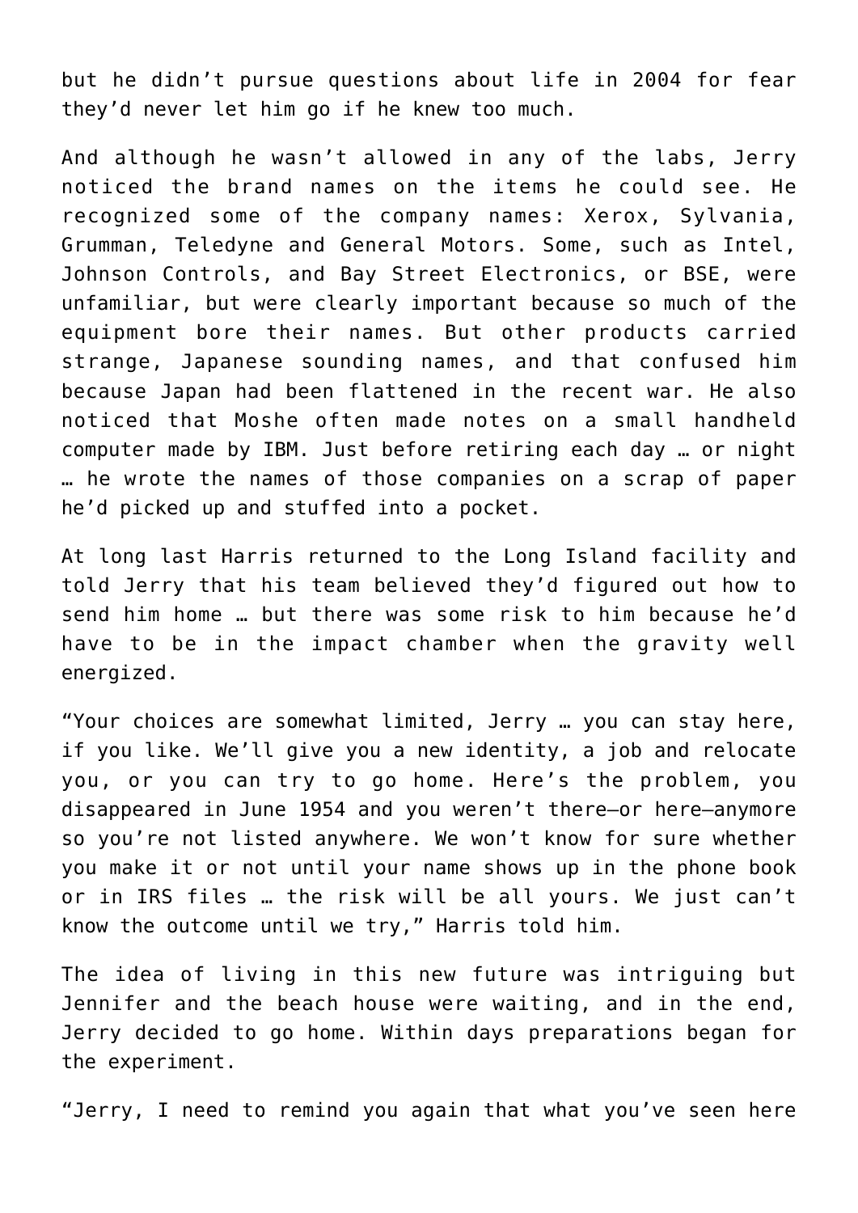but he didn't pursue questions about life in 2004 for fear they'd never let him go if he knew too much.

And although he wasn't allowed in any of the labs, Jerry noticed the brand names on the items he could see. He recognized some of the company names: Xerox, Sylvania, Grumman, Teledyne and General Motors. Some, such as Intel, Johnson Controls, and Bay Street Electronics, or BSE, were unfamiliar, but were clearly important because so much of the equipment bore their names. But other products carried strange, Japanese sounding names, and that confused him because Japan had been flattened in the recent war. He also noticed that Moshe often made notes on a small handheld computer made by IBM. Just before retiring each day … or night … he wrote the names of those companies on a scrap of paper he'd picked up and stuffed into a pocket.

At long last Harris returned to the Long Island facility and told Jerry that his team believed they'd figured out how to send him home … but there was some risk to him because he'd have to be in the impact chamber when the gravity well energized.

"Your choices are somewhat limited, Jerry … you can stay here, if you like. We'll give you a new identity, a job and relocate you, or you can try to go home. Here's the problem, you disappeared in June 1954 and you weren't there—or here—anymore so you're not listed anywhere. We won't know for sure whether you make it or not until your name shows up in the phone book or in IRS files … the risk will be all yours. We just can't know the outcome until we try," Harris told him.

The idea of living in this new future was intriguing but Jennifer and the beach house were waiting, and in the end, Jerry decided to go home. Within days preparations began for the experiment.

"Jerry, I need to remind you again that what you've seen here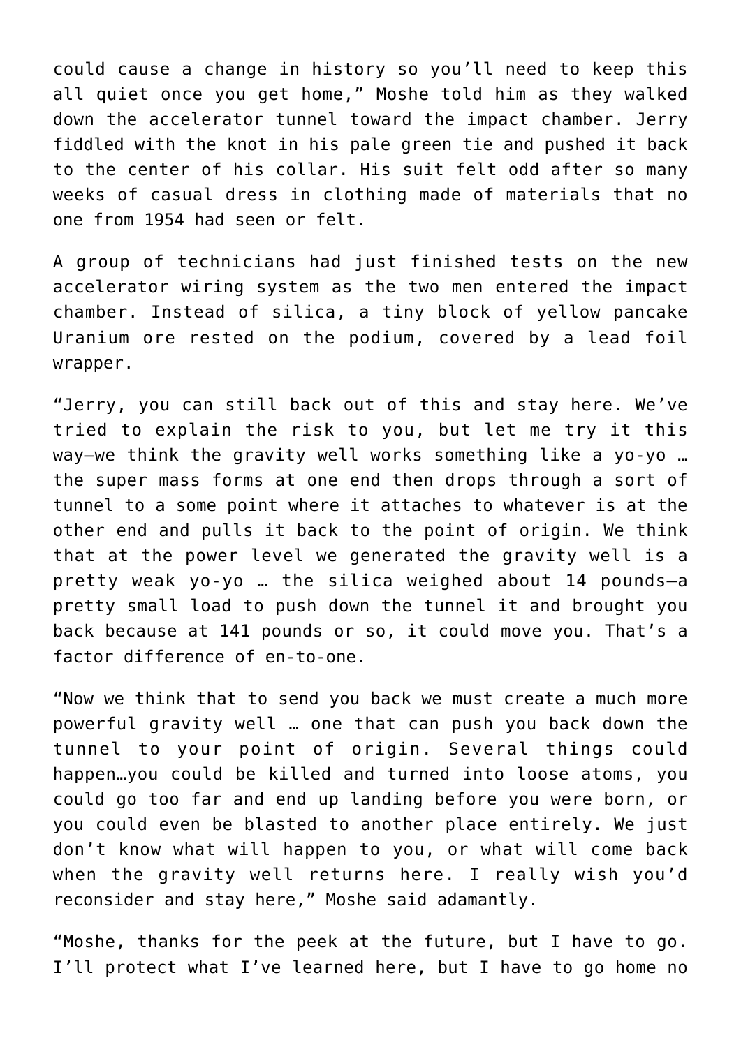could cause a change in history so you'll need to keep this all quiet once you get home," Moshe told him as they walked down the accelerator tunnel toward the impact chamber. Jerry fiddled with the knot in his pale green tie and pushed it back to the center of his collar. His suit felt odd after so many weeks of casual dress in clothing made of materials that no one from 1954 had seen or felt.

A group of technicians had just finished tests on the new accelerator wiring system as the two men entered the impact chamber. Instead of silica, a tiny block of yellow pancake Uranium ore rested on the podium, covered by a lead foil wrapper.

"Jerry, you can still back out of this and stay here. We've tried to explain the risk to you, but let me try it this way—we think the gravity well works something like a yo-yo … the super mass forms at one end then drops through a sort of tunnel to a some point where it attaches to whatever is at the other end and pulls it back to the point of origin. We think that at the power level we generated the gravity well is a pretty weak yo-yo … the silica weighed about 14 pounds—a pretty small load to push down the tunnel it and brought you back because at 141 pounds or so, it could move you. That's a factor difference of en-to-one.

"Now we think that to send you back we must create a much more powerful gravity well … one that can push you back down the tunnel to your point of origin. Several things could happen…you could be killed and turned into loose atoms, you could go too far and end up landing before you were born, or you could even be blasted to another place entirely. We just don't know what will happen to you, or what will come back when the gravity well returns here. I really wish you'd reconsider and stay here," Moshe said adamantly.

"Moshe, thanks for the peek at the future, but I have to go. I'll protect what I've learned here, but I have to go home no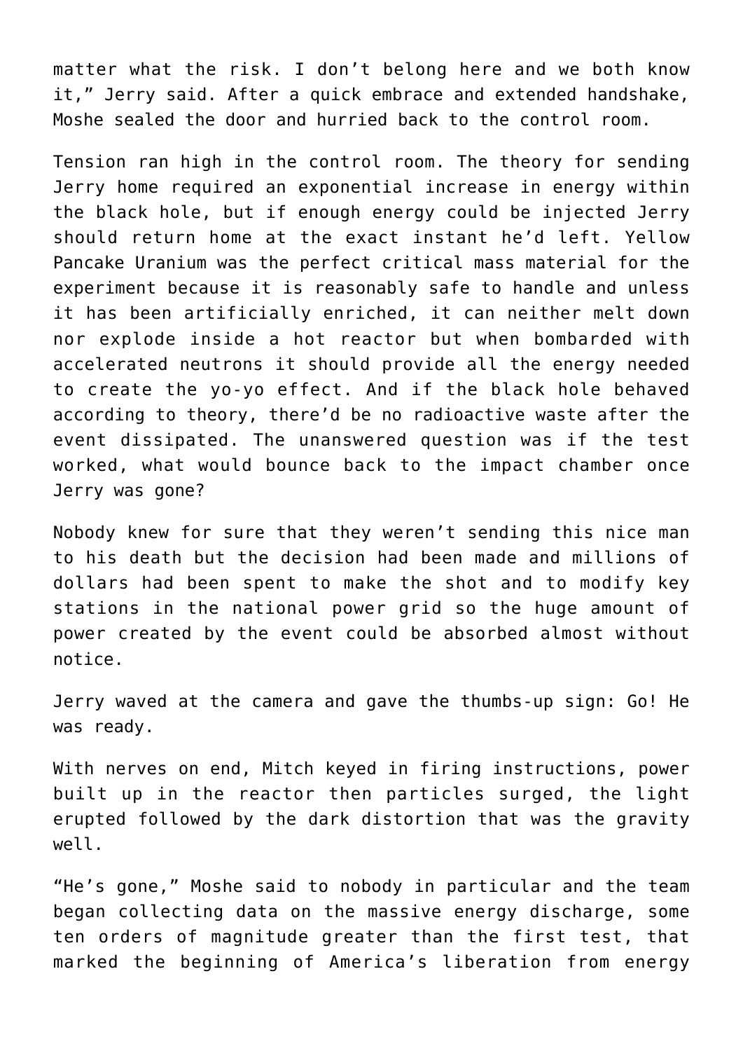matter what the risk. I don't belong here and we both know it," Jerry said. After a quick embrace and extended handshake, Moshe sealed the door and hurried back to the control room.

Tension ran high in the control room. The theory for sending Jerry home required an exponential increase in energy within the black hole, but if enough energy could be injected Jerry should return home at the exact instant he'd left. Yellow Pancake Uranium was the perfect critical mass material for the experiment because it is reasonably safe to handle and unless it has been artificially enriched, it can neither melt down nor explode inside a hot reactor but when bombarded with accelerated neutrons it should provide all the energy needed to create the yo-yo effect. And if the black hole behaved according to theory, there'd be no radioactive waste after the event dissipated. The unanswered question was if the test worked, what would bounce back to the impact chamber once Jerry was gone?

Nobody knew for sure that they weren't sending this nice man to his death but the decision had been made and millions of dollars had been spent to make the shot and to modify key stations in the national power grid so the huge amount of power created by the event could be absorbed almost without notice.

Jerry waved at the camera and gave the thumbs-up sign: Go! He was ready.

With nerves on end, Mitch keyed in firing instructions, power built up in the reactor then particles surged, the light erupted followed by the dark distortion that was the gravity well.

"He's gone," Moshe said to nobody in particular and the team began collecting data on the massive energy discharge, some ten orders of magnitude greater than the first test, that marked the beginning of America's liberation from energy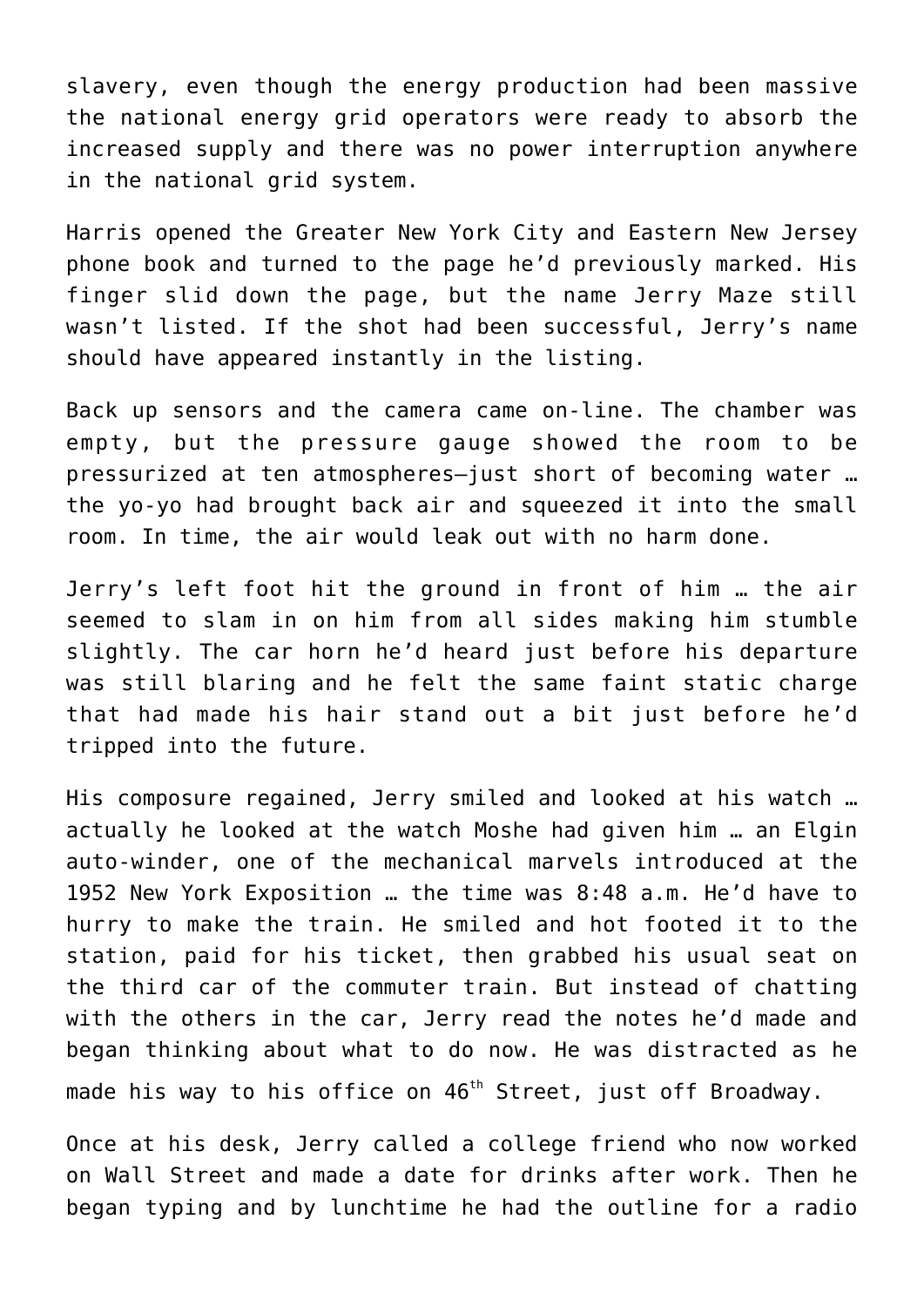slavery, even though the energy production had been massive the national energy grid operators were ready to absorb the increased supply and there was no power interruption anywhere in the national grid system.

Harris opened the Greater New York City and Eastern New Jersey phone book and turned to the page he'd previously marked. His finger slid down the page, but the name Jerry Maze still wasn't listed. If the shot had been successful, Jerry's name should have appeared instantly in the listing.

Back up sensors and the camera came on-line. The chamber was empty, but the pressure gauge showed the room to be pressurized at ten atmospheres—just short of becoming water … the yo-yo had brought back air and squeezed it into the small room. In time, the air would leak out with no harm done.

Jerry's left foot hit the ground in front of him … the air seemed to slam in on him from all sides making him stumble slightly. The car horn he'd heard just before his departure was still blaring and he felt the same faint static charge that had made his hair stand out a bit just before he'd tripped into the future.

His composure regained, Jerry smiled and looked at his watch … actually he looked at the watch Moshe had given him … an Elgin auto-winder, one of the mechanical marvels introduced at the 1952 New York Exposition … the time was 8:48 a.m. He'd have to hurry to make the train. He smiled and hot footed it to the station, paid for his ticket, then grabbed his usual seat on the third car of the commuter train. But instead of chatting with the others in the car, Jerry read the notes he'd made and began thinking about what to do now. He was distracted as he made his way to his office on 46th Street, just off Broadway.

Once at his desk, Jerry called a college friend who now worked on Wall Street and made a date for drinks after work. Then he began typing and by lunchtime he had the outline for a radio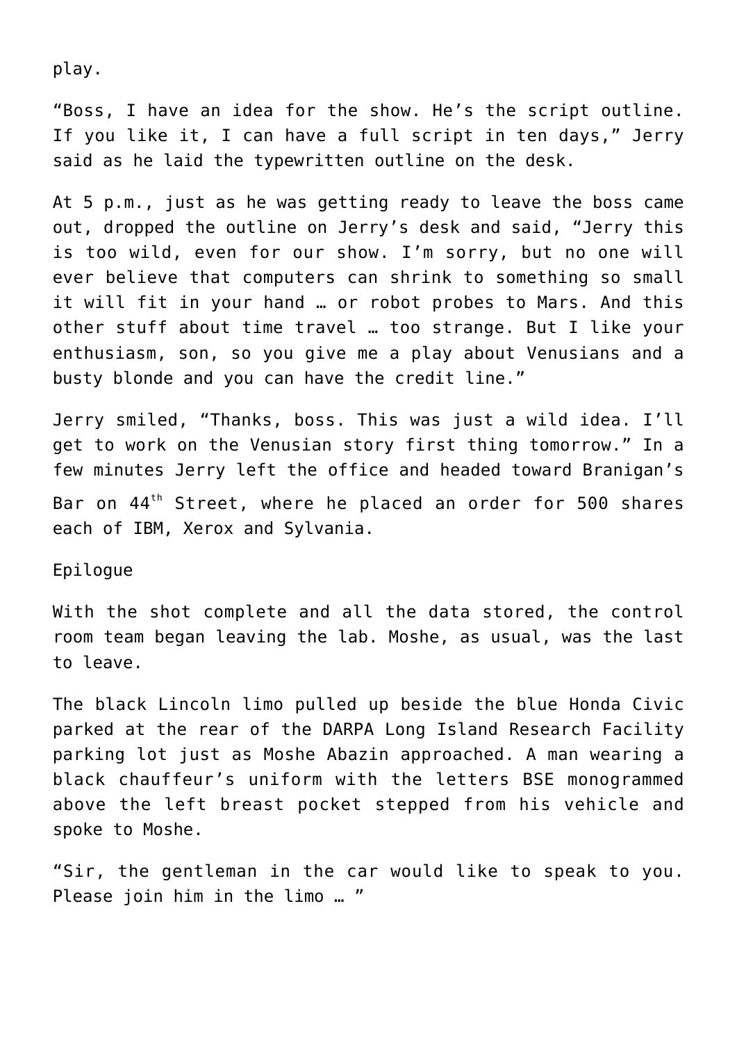play.

“Boss, I have an idea for the show. He’s the script outline. If you like it, I can have a full script in ten days,” Jerry said as he laid the typewritten outline on the desk.

At 5 p.m., just as he was getting ready to leave the boss came out, dropped the outline on Jerry’s desk and said, “Jerry this is too wild, even for our show. I’m sorry, but no one will ever believe that computers can shrink to something so small it will fit in your hand … or robot probes to Mars. And this other stuff about time travel … too strange. But I like your enthusiasm, son, so you give me a play about Venusians and a busty blonde and you can have the credit line.”

Jerry smiled, “Thanks, boss. This was just a wild idea. I’ll get to work on the Venusian story first thing tomorrow.” In a few minutes Jerry left the office and headed toward Branigan’s Bar on 44th Street, where he placed an order for 500 shares each of IBM, Xerox and Sylvania.

Epilogue

With the shot complete and all the data stored, the control room team began leaving the lab. Moshe, as usual, was the last to leave.

The black Lincoln limo pulled up beside the blue Honda Civic parked at the rear of the DARPA Long Island Research Facility parking lot just as Moshe Abazin approached. A man wearing a black chauffeur’s uniform with the letters BSE monogrammed above the left breast pocket stepped from his vehicle and spoke to Moshe.

“Sir, the gentleman in the car would like to speak to you. Please join him in the limo … ”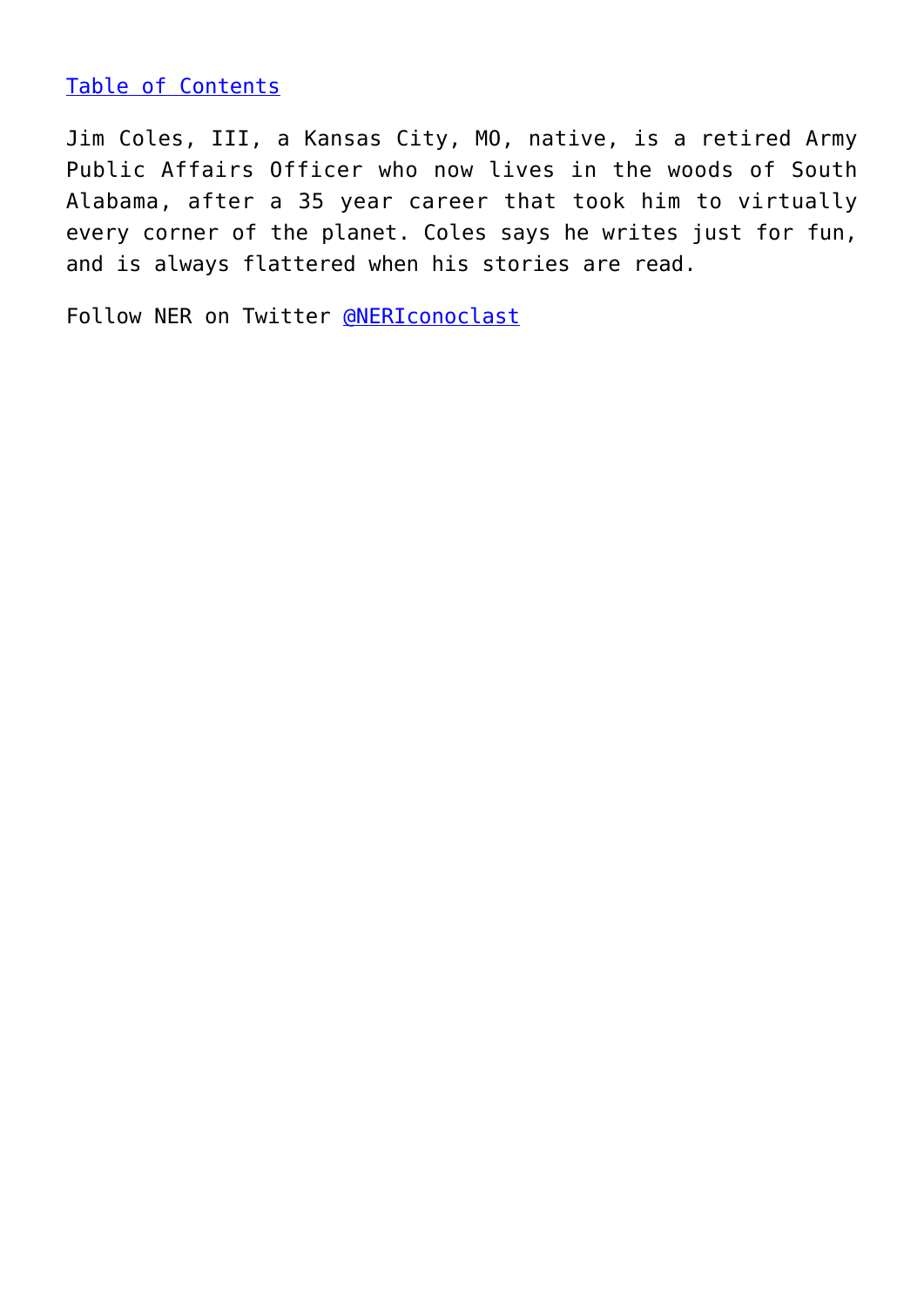[Table of Contents](#)

Jim Coles, III, a Kansas City, MO, native, is a retired Army Public Affairs Officer who now lives in the woods of South Alabama, after a 35 year career that took him to virtually every corner of the planet. Coles says he writes just for fun, and is always flattered when his stories are read.

Follow NER on Twitter [@NERIconoclast](#)